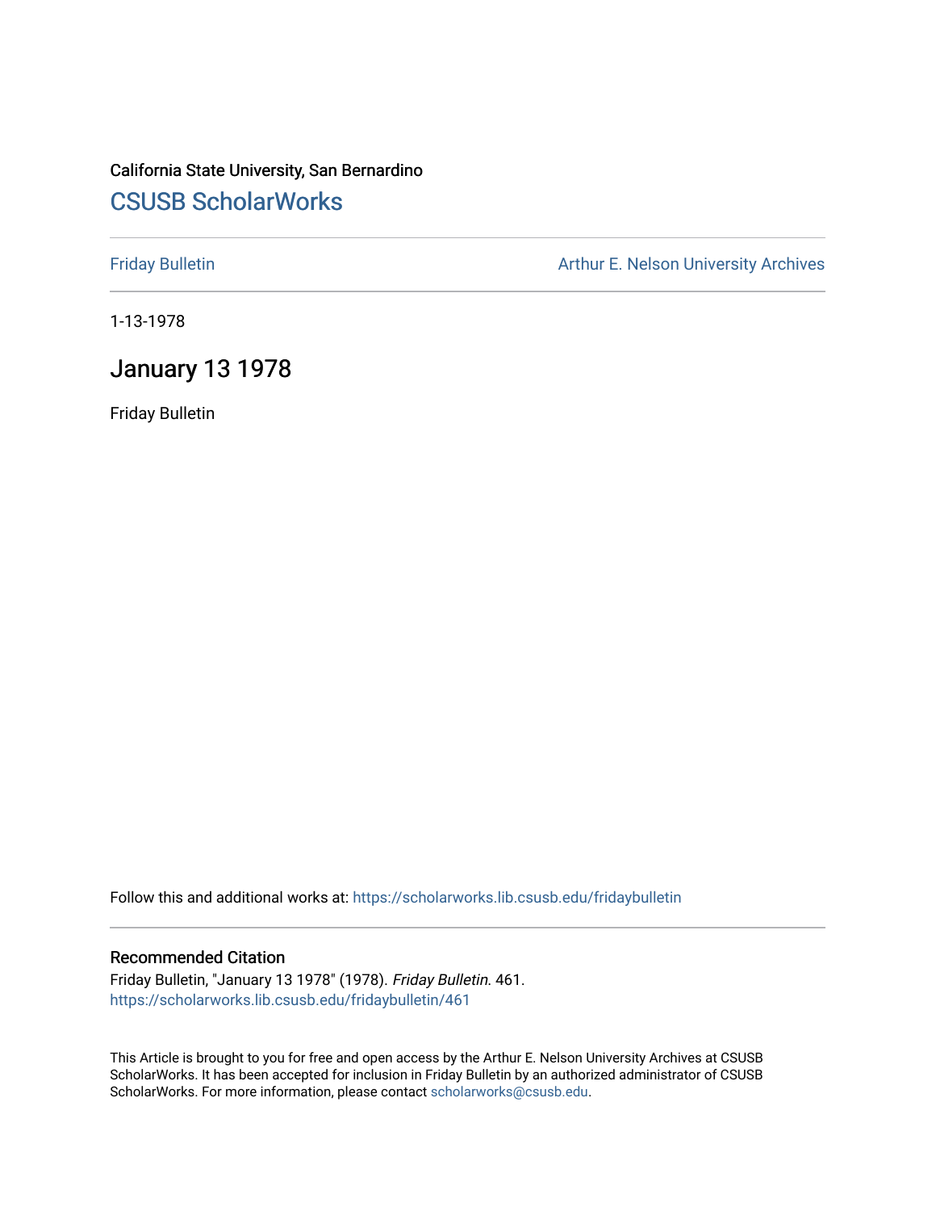California State University, San Bernardino

# CSUSB ScholarWorks

Friday Bulletin

Arthur E. Nelson University Archives

1-13-1978

## January 13 1978

Friday Bulletin

Follow this and additional works at: https://scholarworks.lib.csusb.edu/fridaybulletin

### Recommended Citation

Friday Bulletin, "January 13 1978" (1978). *Friday Bulletin*. 461.
https://scholarworks.lib.csusb.edu/fridaybulletin/461

This Article is brought to you for free and open access by the Arthur E. Nelson University Archives at CSUSB ScholarWorks. It has been accepted for inclusion in Friday Bulletin by an authorized administrator of CSUSB ScholarWorks. For more information, please contact scholarworks@csusb.edu.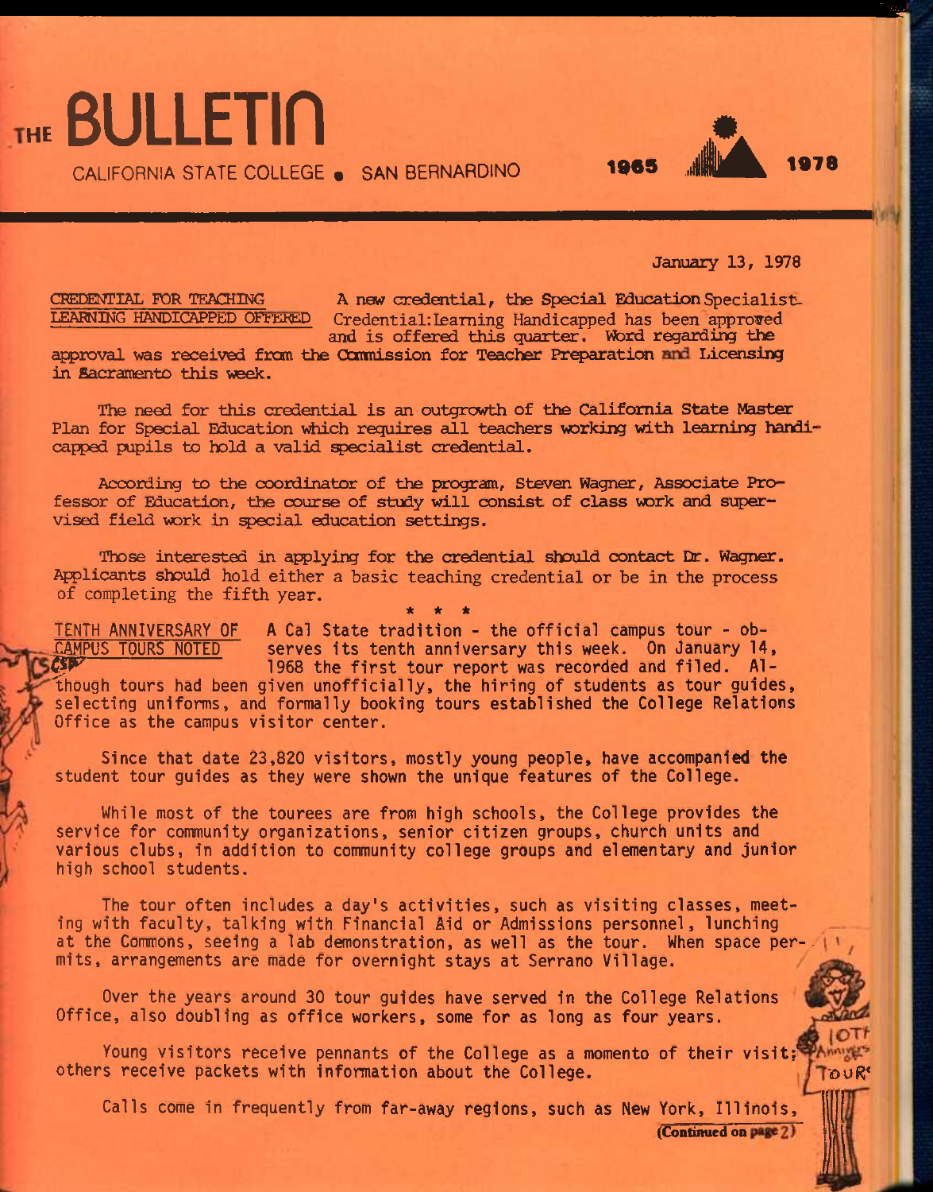# THE BULLETIN

CALIFORNIA STATE COLLEGE • SAN BERNARDINO

1965 1978

January 13, 1978

**CREDENTIAL FOR TEACHING LEARNING HANDICAPPED OFFERED**

A new credential, the Special Education Specialist Credential: Learning Handicapped has been approved and is offered this quarter. Word regarding the approval was received from the Commission for Teacher Preparation and Licensing in Sacramento this week.

The need for this credential is an outgrowth of the California State Master Plan for Special Education which requires all teachers working with learning handicapped pupils to hold a valid specialist credential.

According to the coordinator of the program, Steven Wagner, Associate Professor of Education, the course of study will consist of class work and supervised field work in special education settings.

Those interested in applying for the credential should contact Dr. Wagner. Applicants should hold either a basic teaching credential or be in the process of completing the fifth year.

\* \* \*

**TENTH ANNIVERSARY OF CAMPUS TOURS NOTED**

A Cal State tradition - the official campus tour - observes its tenth anniversary this week. On January 14, 1968 the first tour report was recorded and filed. Although tours had been given unofficially, the hiring of students as tour guides, selecting uniforms, and formally booking tours established the College Relations Office as the campus visitor center.

Since that date 23,820 visitors, mostly young people, have accompanied the student tour guides as they were shown the unique features of the College.

While most of the tourees are from high schools, the College provides the service for community organizations, senior citizen groups, church units and various clubs, in addition to community college groups and elementary and junior high school students.

The tour often includes a day's activities, such as visiting classes, meeting with faculty, talking with Financial Aid or Admissions personnel, lunching at the Commons, seeing a lab demonstration, as well as the tour. When space permits, arrangements are made for overnight stays at Serrano Village.

Over the years around 30 tour guides have served in the College Relations Office, also doubling as office workers, some for as long as four years.

Young visitors receive pennants of the College as a momento of their visit; others receive packets with information about the College.

Calls come in frequently from far-away regions, such as New York, Illinois,

(Continued on page 2)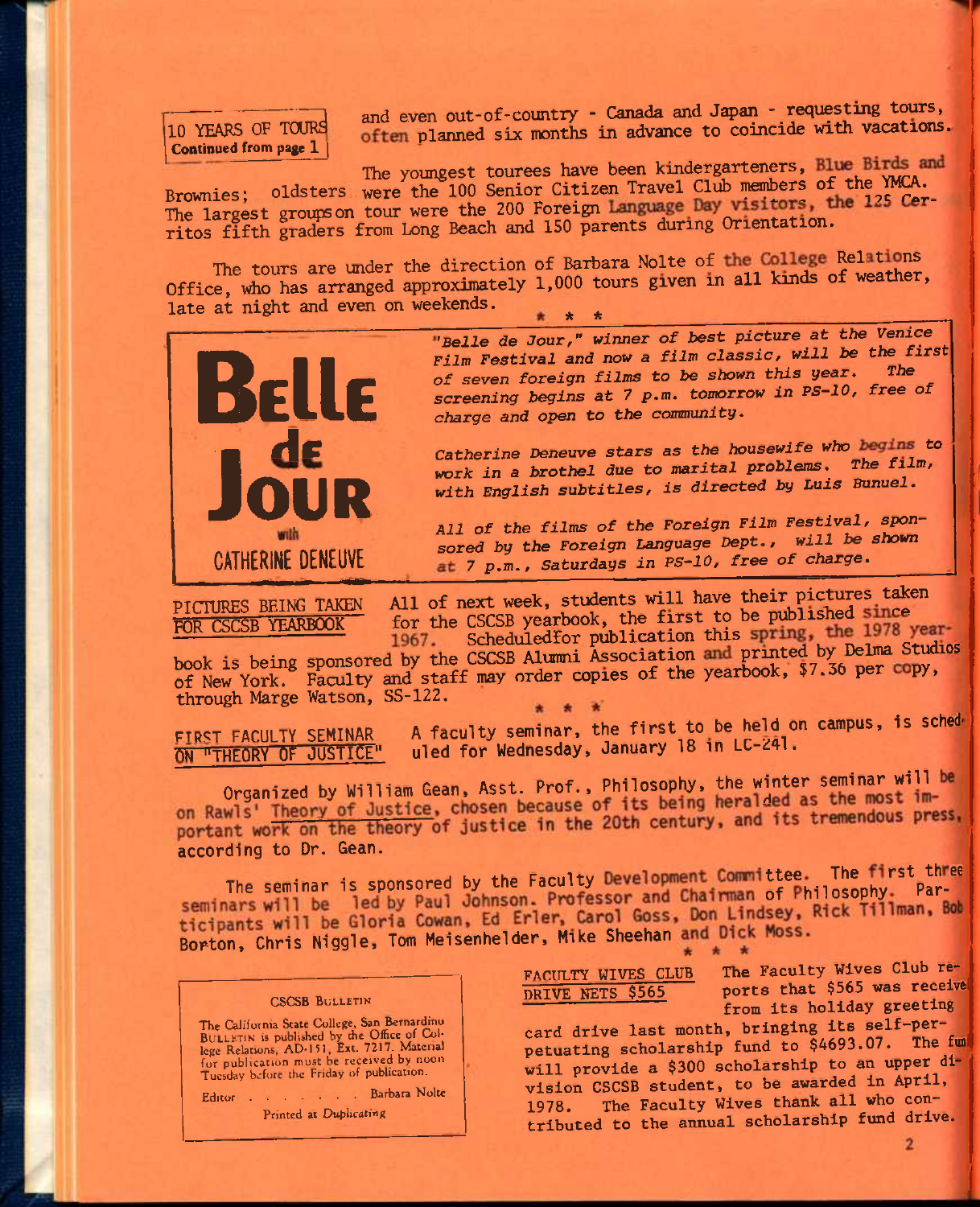**10 YEARS OF TOURS**
**Continued from page 1**

and even out-of-country - Canada and Japan - requesting tours, often planned six months in advance to coincide with vacations.

The youngest tourees have been kindergarteners, Blue Birds and Brownies; oldsters were the 100 Senior Citizen Travel Club members of the YMCA. The largest groups on tour were the 200 Foreign Language Day visitors, the 125 Cerritos fifth graders from Long Beach and 150 parents during Orientation.

The tours are under the direction of Barbara Nolte of the College Relations Office, who has arranged approximately 1,000 tours given in all kinds of weather, late at night and even on weekends.

\* \* \*

**Belle de Jour** with **CATHERINE DENEUVE**

*"Belle de Jour," winner of best picture at the Venice Film Festival and now a film classic, will be the first of seven foreign films to be shown this year. The screening begins at 7 p.m. tomorrow in PS-10, free of charge and open to the community.*

*Catherine Deneuve stars as the housewife who begins to work in a brothel due to marital problems. The film, with English subtitles, is directed by Luis Bunuel.*

*All of the films of the Foreign Film Festival, sponsored by the Foreign Language Dept., will be shown at 7 p.m., Saturdays in PS-10, free of charge.*

**PICTURES BEING TAKEN FOR CSCSB YEARBOOK**

All of next week, students will have their pictures taken for the CSCSB yearbook, the first to be published since 1967. Scheduled for publication this spring, the 1978 yearbook is being sponsored by the CSCSB Alumni Association and printed by Delma Studios of New York. Faculty and staff may order copies of the yearbook, $7.36 per copy, through Marge Watson, SS-122.

\* \* \*

**FIRST FACULTY SEMINAR ON "THEORY OF JUSTICE"**

A faculty seminar, the first to be held on campus, is scheduled for Wednesday, January 18 in LC-241.

Organized by William Gean, Asst. Prof., Philosophy, the winter seminar will be on Rawls' Theory of Justice, chosen because of its being heralded as the most important work on the theory of justice in the 20th century, and its tremendous press, according to Dr. Gean.

The seminar is sponsored by the Faculty Development Committee. The first three seminars will be led by Paul Johnson, Professor and Chairman of Philosophy. Participants will be Gloria Cowan, Ed Erler, Carol Goss, Don Lindsey, Rick Tillman, Bob Borton, Chris Niggle, Tom Meisenhelder, Mike Sheehan and Dick Moss.

\* \* \*

**FACULTY WIVES CLUB DRIVE NETS $565**

The Faculty Wives Club reports that $565 was received from its holiday greeting card drive last month, bringing its self-perpetuating scholarship fund to $4693.07. The fund will provide a $300 scholarship to an upper division CSCSB student, to be awarded in April, 1978. The Faculty Wives thank all who contributed to the annual scholarship fund drive.

**CSCSB BULLETIN**

The California State College, San Bernardino BULLETIN is published by the Office of College Relations, AD-151, Ext. 7217. Material for publication must be received by noon Tuesday before the Friday of publication.

Editor . . . . . . . . Barbara Nolte

Printed at *Duplicating*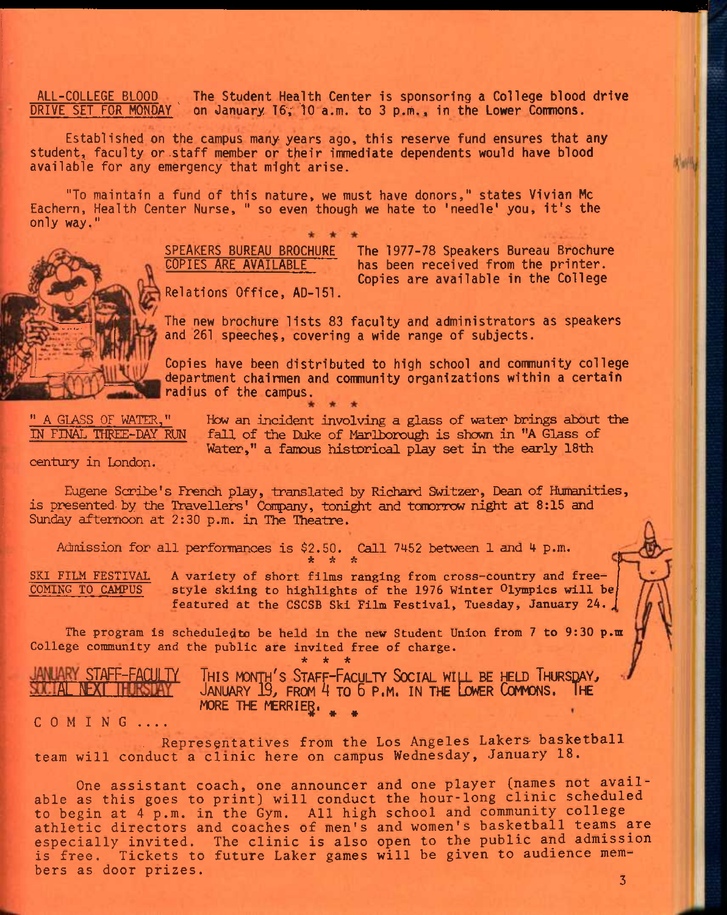**ALL-COLLEGE BLOOD DRIVE SET FOR MONDAY** The Student Health Center is sponsoring a College blood drive on January 16, 10 a.m. to 3 p.m., in the Lower Commons.

Established on the campus many years ago, this reserve fund ensures that any student, faculty or staff member or their immediate dependents would have blood available for any emergency that might arise.

"To maintain a fund of this nature, we must have donors," states Vivian Mc Eachern, Health Center Nurse, " so even though we hate to 'needle' you, it's the only way."

\* \* \*

**SPEAKERS BUREAU BROCHURE COPIES ARE AVAILABLE** The 1977-78 Speakers Bureau Brochure has been received from the printer. Copies are available in the College Relations Office, AD-151.

The new brochure lists 83 faculty and administrators as speakers and 261 speeches, covering a wide range of subjects.

Copies have been distributed to high school and community college department chairmen and community organizations within a certain radius of the campus.

\* \* \*

**" A GLASS OF WATER," IN FINAL THREE-DAY RUN** How an incident involving a glass of water brings about the fall of the Duke of Marlborough is shown in "A Glass of Water," a famous historical play set in the early 18th century in London.

Eugene Scribe's French play, translated by Richard Switzer, Dean of Humanities, is presented by the Travellers' Company, tonight and tomorrow night at 8:15 and Sunday afternoon at 2:30 p.m. in The Theatre.

Admission for all performances is $2.50. Call 7452 between 1 and 4 p.m.

\* \* \*

**SKI FILM FESTIVAL COMING TO CAMPUS** A variety of short films ranging from cross-country and free-style skiing to highlights of the 1976 Winter Olympics will be featured at the CSCSB Ski Film Festival, Tuesday, January 24.

The program is scheduled to be held in the new Student Union from 7 to 9:30 p.m. College community and the public are invited free of charge.

\* \* \*

**JANUARY STAFF-FACULTY SOCIAL NEXT THURSDAY** THIS MONTH'S STAFF-FACULTY SOCIAL WILL BE HELD THURSDAY, JANUARY 19, FROM 4 TO 6 P.M. IN THE LOWER COMMONS. THE MORE THE MERRIER.

\* \* \*

C O M I N G ....

Representatives from the Los Angeles Lakers basketball team will conduct a clinic here on campus Wednesday, January 18.

One assistant coach, one announcer and one player (names not available as this goes to print) will conduct the hour-long clinic scheduled to begin at 4 p.m. in the Gym. All high school and community college athletic directors and coaches of men's and women's basketball teams are especially invited. The clinic is also open to the public and admission is free. Tickets to future Laker games will be given to audience members as door prizes.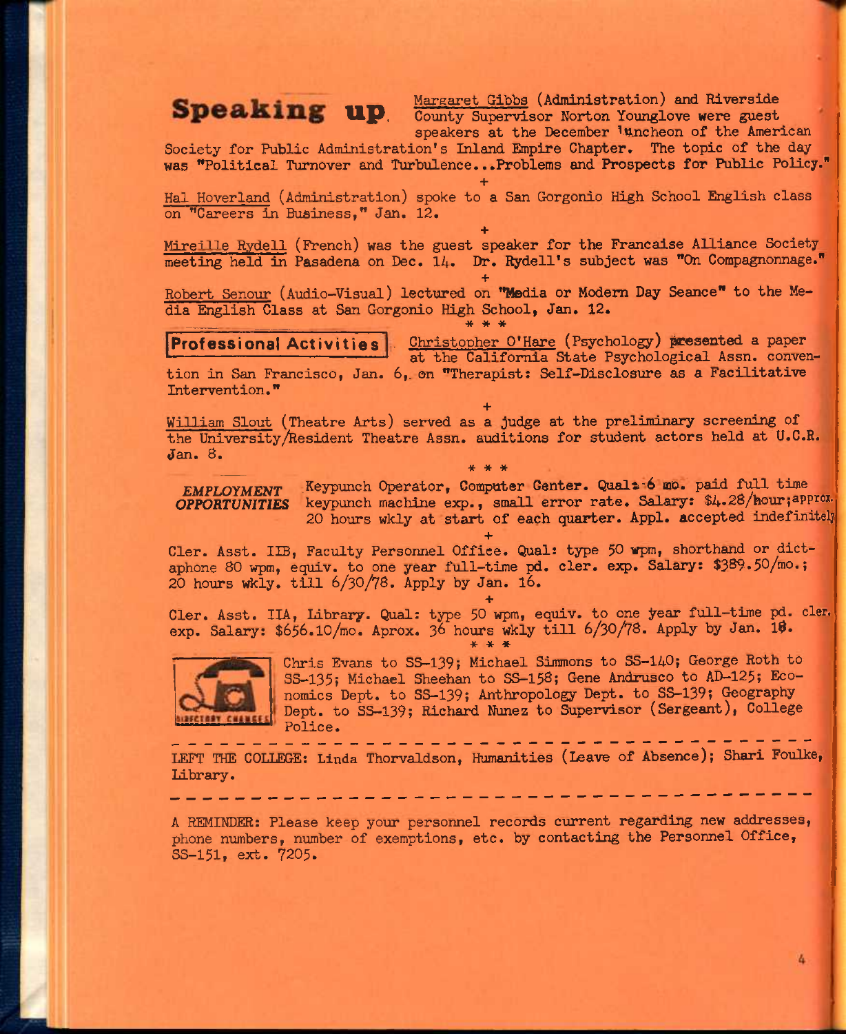## Speaking up

Margaret Gibbs (Administration) and Riverside County Supervisor Norton Younglove were guest speakers at the December luncheon of the American Society for Public Administration's Inland Empire Chapter. The topic of the day was "Political Turnover and Turbulence...Problems and Prospects for Public Policy."

+

Hal Hoverland (Administration) spoke to a San Gorgonio High School English class on "Careers in Business," Jan. 12.

+

Mireille Rydell (French) was the guest speaker for the Francaise Alliance Society meeting held in Pasadena on Dec. 14. Dr. Rydell's subject was "On Compagnonnage."

+

Robert Senour (Audio-Visual) lectured on "Media or Modern Day Seance" to the Media English Class at San Gorgonio High School, Jan. 12.

\* \* \*

## Professional Activities

Christopher O'Hare (Psychology) presented a paper at the California State Psychological Assn. convention in San Francisco, Jan. 6, on "Therapist: Self-Disclosure as a Facilitative Intervention."

+

William Slout (Theatre Arts) served as a judge at the preliminary screening of the University/Resident Theatre Assn. auditions for student actors held at U.C.R. Jan. 8.

\* \* \*

## EMPLOYMENT OPPORTUNITIES

Keypunch Operator, Computer Center. Qual: 6 mo. paid full time keypunch machine exp., small error rate. Salary: $4.28/hour; approx. 20 hours wkly at start of each quarter. Appl. accepted indefinitely

+

Cler. Asst. IIB, Faculty Personnel Office. Qual: type 50 wpm, shorthand or dictaphone 80 wpm, equiv. to one year full-time pd. cler. exp. Salary: $389.50/mo.; 20 hours wkly. till 6/30/78. Apply by Jan. 16.

+

Cler. Asst. IIA, Library. Qual: type 50 wpm, equiv. to one year full-time pd. cler. exp. Salary: $656.10/mo. Aprox. 36 hours wkly till 6/30/78. Apply by Jan. 18.

\* \* \*

DIRECTORY CHANGES

Chris Evans to SS-139; Michael Simmons to SS-140; George Roth to SS-135; Michael Sheehan to SS-158; Gene Andrusco to AD-125; Economics Dept. to SS-139; Anthropology Dept. to SS-139; Geography Dept. to SS-139; Richard Nunez to Supervisor (Sergeant), College Police.

---

LEFT THE COLLEGE: Linda Thorvaldson, Humanities (Leave of Absence); Shari Foulke, Library.

---

A REMINDER: Please keep your personnel records current regarding new addresses, phone numbers, number of exemptions, etc. by contacting the Personnel Office, SS-151, ext. 7205.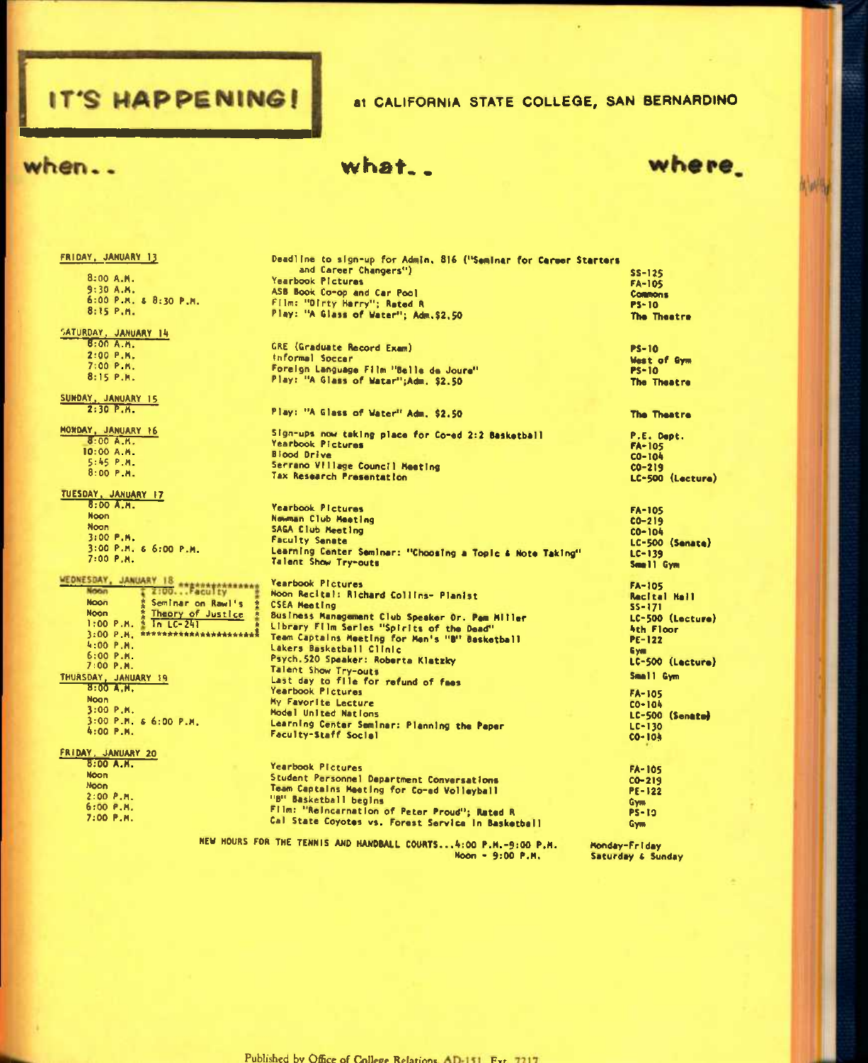# IT'S HAPPENING! at CALIFORNIA STATE COLLEGE, SAN BERNARDINO

| when.. | what.. | where. |
|---|---|---|
| **FRIDAY, JANUARY 13** | Deadline to sign-up for Admin. 816 ("Seminar for Career Starters and Career Changers") | SS-125 |
| 8:00 A.M. | Yearbook Pictures | FA-105 |
| 9:30 A.M. | ASB Book Co-op and Car Pool | Commons |
| 6:00 P.M. & 8:30 P.M. | Film: "Dirty Harry"; Rated R | PS-10 |
| 8:15 P.M. | Play: "A Glass of Water"; Adm. $2.50 | The Theatre |
| **SATURDAY, JANUARY 14** | | |
| 8:00 A.M. | GRE (Graduate Record Exam) | PS-10 |
| 2:00 P.M. | Informal Soccer | West of Gym |
| 7:00 P.M. | Foreign Language Film "Belle de Joure" | PS-10 |
| 8:15 P.M. | Play: "A Glass of Water"; Adm. $2.50 | The Theatre |
| **SUNDAY, JANUARY 15** | | |
| 2:30 P.M. | Play: "A Glass of Water" Adm. $2.50 | The Theatre |
| **MONDAY, JANUARY 16** | Sign-ups now taking place for Co-ed 2:2 Basketball | P.E. Dept. |
| 8:00 A.M. | Yearbook Pictures | FA-105 |
| 10:00 A.M. | Blood Drive | CO-104 |
| 5:45 P.M. | Serrano Village Council Meeting | CO-219 |
| 8:00 P.M. | Tax Research Presentation | LC-500 (Lecture) |
| **TUESDAY, JANUARY 17** | | |
| 8:00 A.M. | Yearbook Pictures | FA-105 |
| Noon | Newman Club Meeting | CO-219 |
| Noon | SAGA Club Meeting | CO-104 |
| 3:00 P.M. | Faculty Senate | LC-500 (Senate) |
| 3:00 P.M. & 6:00 P.M. | Learning Center Seminar: "Choosing a Topic & Note Taking" | LC-139 |
| 7:00 P.M. | Talent Show Try-outs | Small Gym |
| **WEDNESDAY, JANUARY 18** (2:00...Faculty Seminar on Rawl's Theory of Justice In LC-241) | | |
| Noon | Yearbook Pictures | FA-105 |
| Noon | Noon Recital: Richard Collins- Pianist | Recital Hall |
| Noon | CSEA Meeting | SS-171 |
| 1:00 P.M. | Business Management Club Speaker Dr. Pam Miller | LC-500 (Lecture) |
| 3:00 P.M. | Library Film Series "Spirits of the Dead" | 4th Floor |
| 4:00 P.M. | Team Captains Meeting for Men's "B" Basketball | PE-122 |
| 6:00 P.M. | Lakers Basketball Clinic | Gym |
| 7:00 P.M. | Psych.520 Speaker: Roberta Klatzky | LC-500 (Lecture) |
| | Talent Show Try-outs | Small Gym |
| **THURSDAY, JANUARY 19** | Last day to file for refund of fees | |
| 8:00 A.M. | Yearbook Pictures | FA-105 |
| Noon | My Favorite Lecture | CO-104 |
| 3:00 P.M. | Model United Nations | LC-500 (Senate) |
| 3:00 P.M. & 6:00 P.M. | Learning Center Seminar: Planning the Paper | LC-130 |
| 4:00 P.M. | Faculty-Staff Social | CO-104 |
| **FRIDAY, JANUARY 20** | | |
| 8:00 A.M. | Yearbook Pictures | FA-105 |
| Noon | Student Personnel Department Conversations | CO-219 |
| Noon | Team Captains Meeting for Co-ed Volleyball | PE-122 |
| 2:00 P.M. | "B" Basketball begins | Gym |
| 6:00 P.M. | Film: "Reincarnation of Peter Proud"; Rated R | PS-10 |
| 7:00 P.M. | Cal State Coyotes vs. Forest Service in Basketball | Gym |

NEW HOURS FOR THE TENNIS AND HANDBALL COURTS...4:00 P.M.-9:00 P.M. Monday-Friday
Noon - 9:00 P.M. Saturday & Sunday

Published by Office of College Relations AD-151 Ext. 7217